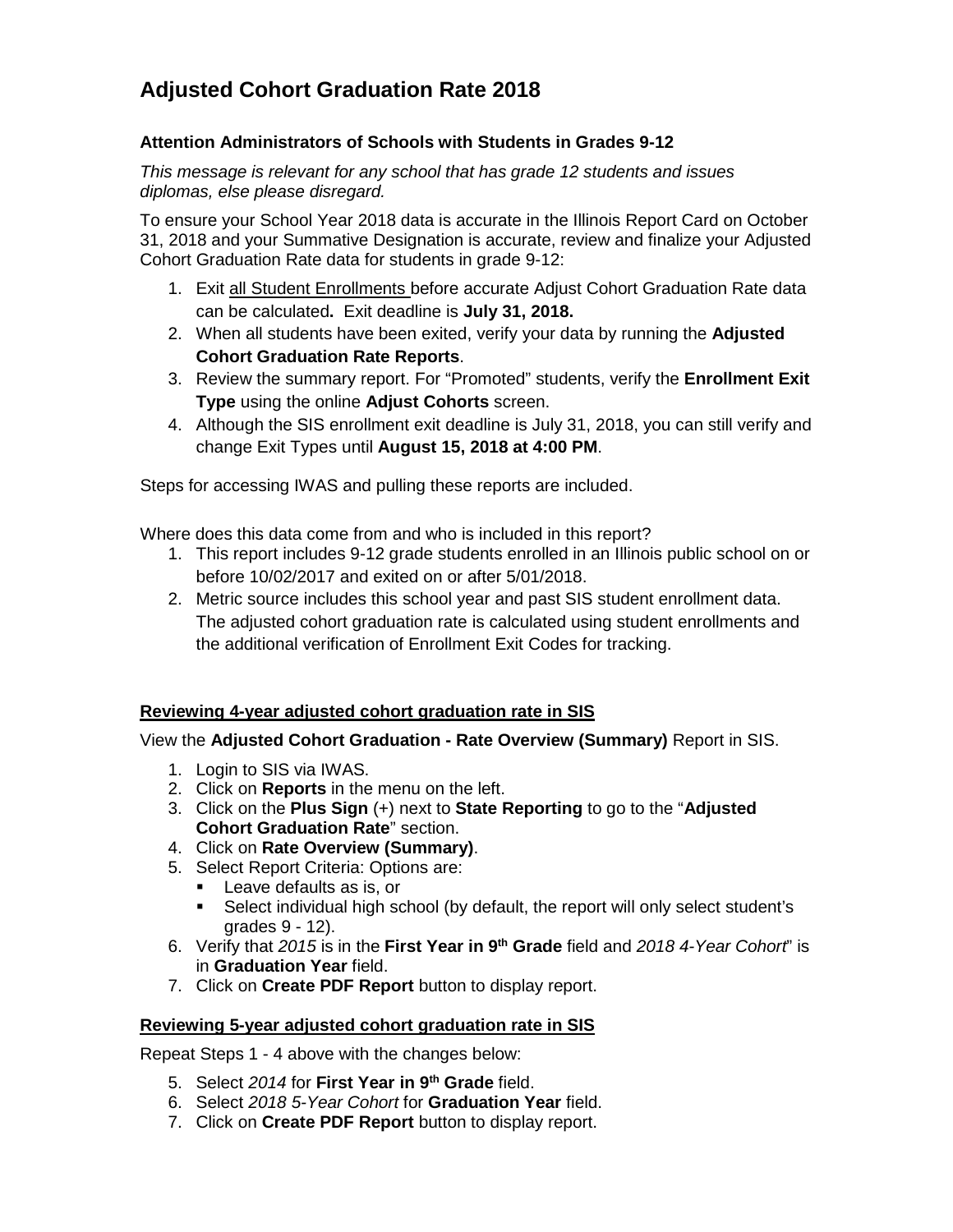# Adjusted Cohort Graduation Rate 2018

### Attention Administrators of Schools with Students in Grades 9-12

*This message is relevant for any school that has grade 12 students and issues diplomas, else please disregard.*

To ensure your School Year 2018 data is accurate in the Illinois Report Card on October 31, 2018 and your Summative Designation is accurate, review and finalize your Adjusted Cohort Graduation Rate data for students in grade 9-12:

1. Exit all Student Enrollments before accurate Adjust Cohort Graduation Rate data can be calculated**.** Exit deadline is **July 31, 2018.**
2. When all students have been exited, verify your data by running the **Adjusted Cohort Graduation Rate Reports**.
3. Review the summary report. For "Promoted" students, verify the **Enrollment Exit Type** using the online **Adjust Cohorts** screen.
4. Although the SIS enrollment exit deadline is July 31, 2018, you can still verify and change Exit Types until **August 15, 2018 at 4:00 PM**.

Steps for accessing IWAS and pulling these reports are included.

Where does this data come from and who is included in this report?

1. This report includes 9-12 grade students enrolled in an Illinois public school on or before 10/02/2017 and exited on or after 5/01/2018.
2. Metric source includes this school year and past SIS student enrollment data. The adjusted cohort graduation rate is calculated using student enrollments and the additional verification of Enrollment Exit Codes for tracking.

### Reviewing 4-year adjusted cohort graduation rate in SIS

View the **Adjusted Cohort Graduation - Rate Overview (Summary)** Report in SIS.

1. Login to SIS via IWAS.
2. Click on **Reports** in the menu on the left.
3. Click on the **Plus Sign** (+) next to **State Reporting** to go to the "**Adjusted Cohort Graduation Rate**" section.
4. Click on **Rate Overview (Summary)**.
5. Select Report Criteria: Options are:
   - Leave defaults as is, or
   - Select individual high school (by default, the report will only select student's grades 9 - 12).
6. Verify that *2015* is in the **First Year in 9th Grade** field and *2018 4-Year Cohort*" is in **Graduation Year** field.
7. Click on **Create PDF Report** button to display report.

### Reviewing 5-year adjusted cohort graduation rate in SIS

Repeat Steps 1 - 4 above with the changes below:

5. Select *2014* for **First Year in 9th Grade** field.
6. Select *2018 5-Year Cohort* for **Graduation Year** field.
7. Click on **Create PDF Report** button to display report.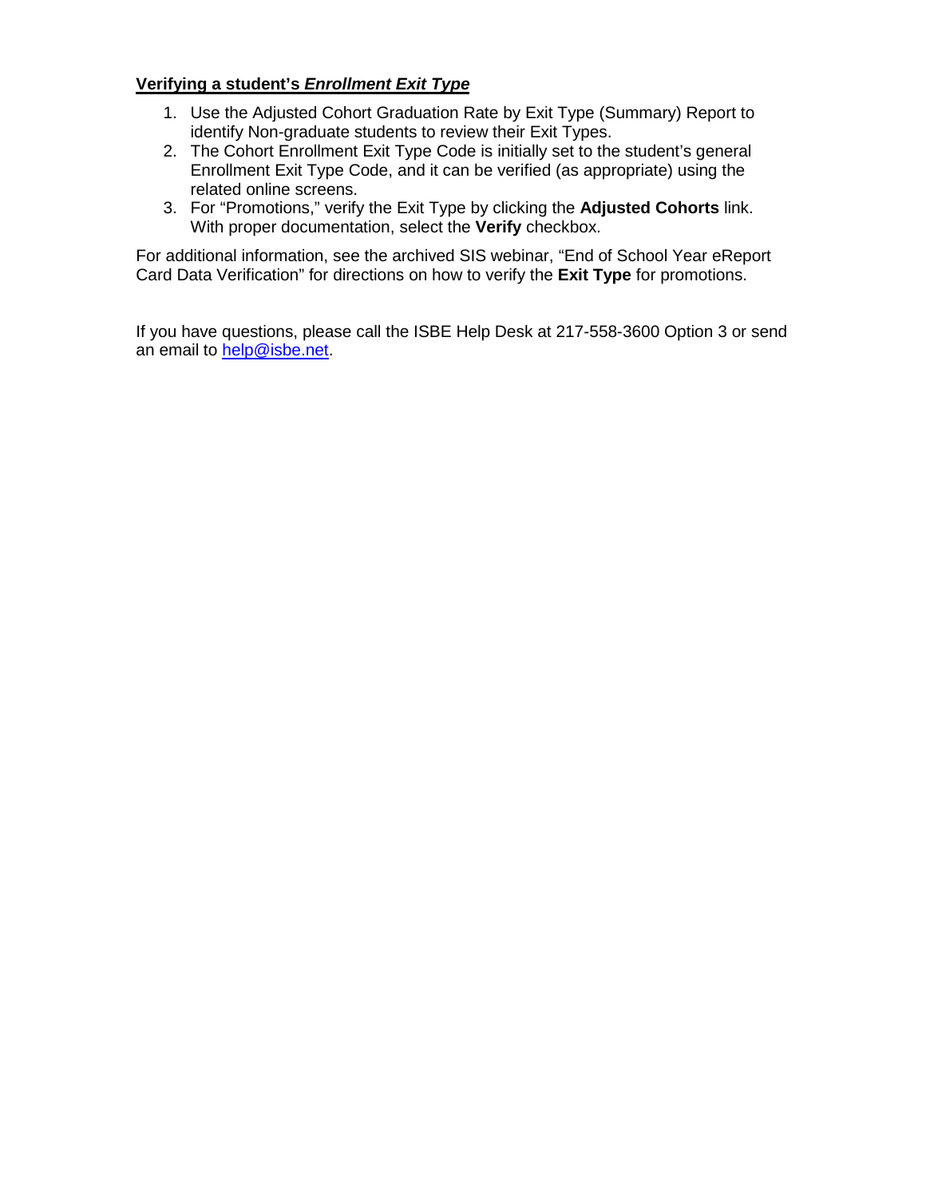**Verifying a student's *Enrollment Exit Type***

1. Use the Adjusted Cohort Graduation Rate by Exit Type (Summary) Report to identify Non-graduate students to review their Exit Types.
2. The Cohort Enrollment Exit Type Code is initially set to the student's general Enrollment Exit Type Code, and it can be verified (as appropriate) using the related online screens.
3. For "Promotions," verify the Exit Type by clicking the **Adjusted Cohorts** link. With proper documentation, select the **Verify** checkbox.

For additional information, see the archived SIS webinar, "End of School Year eReport Card Data Verification" for directions on how to verify the **Exit Type** for promotions.

If you have questions, please call the ISBE Help Desk at 217-558-3600 Option 3 or send an email to help@isbe.net.